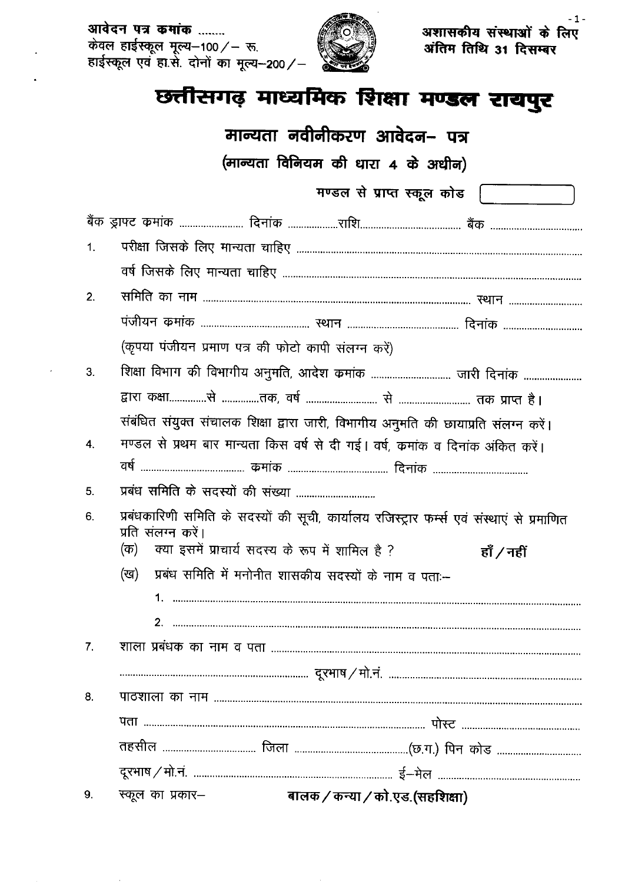आवेदन पत्र कमांक ........
केवल हाईस्कूल मूल्य–100/– रू.
हाईस्कूल एवं हा.से. दोनों का मूल्य–200/–

**अशासकीय संस्थाओं के लिए**
**अंतिम तिथि 31 दिसम्बर**

# छत्तीसगढ़ माध्यमिक शिक्षा मण्डल रायपुर

## मान्यता नवीनीकरण आवेदन– पत्र

### (मान्यता विनियम की धारा 4 के अधीन)

**मण्डल से प्राप्त स्कूल कोड** [ ]

बैंक ड्राफ्ट कमांक ........................ दिनांक ..................राशि...................................... बैंक ..................................

1. परीक्षा जिसके लिए मान्यता चाहिए ..........................................................................................

   वर्ष जिसके लिए मान्यता चाहिए ..........................................................................................

2. समिति का नाम ................................................................................................ स्थान ..........................

   पंजीयन कमांक ....................................... स्थान ....................................... दिनांक ..........................

   (कृपया पंजीयन प्रमाण पत्र की फोटो कापी संलग्न करें)

3. शिक्षा विभाग की विभागीय अनुमति, आदेश कमांक ............................. जारी दिनांक ......................

   द्वारा कक्षा..............से ..............तक, वर्ष .......................... से .......................... तक प्राप्त है।

   संबंधित संयुक्त संचालक शिक्षा द्वारा जारी, विभागीय अनुमति की छायाप्रति संलग्न करें।

4. मण्डल से प्रथम बार मान्यता किस वर्ष से दी गई। वर्ष, कमांक व दिनांक अंकित करें।

   वर्ष ..................................... कमांक .................................... दिनांक ..................................

5. प्रबंध समिति के सदस्यों की संख्या ..............................

6. प्रबंधकारिणी समिति के सदस्यों की सूची, कार्यालय रजिस्ट्रार फर्म्स एवं संस्थाएं से प्रमाणित प्रति संलग्न करें।

   (क) क्या इसमें प्राचार्य सदस्य के रूप में शामिल है ? **हाँ/नहीं**

   (ख) प्रबंध समिति में मनोनीत शासकीय सदस्यों के नाम व पताः–

   1. ..........................................................................................................

   2. ..........................................................................................................

7. शाला प्रबंधक का नाम व पता ..........................................................................................

   ...................................................................... दूरभाष/मो.नं. ..........................................................

8. पाठशाला का नाम ..........................................................................................

   पता ........................................................................................................ पोस्ट ..........................

   तहसील .................................. जिला ..........................................(छ.ग.) पिन कोड ..........................

   दूरभाष/मो.नं. ........................................................................ ई–मेल ..........................................

9. स्कूल का प्रकार– **बालक/कन्या/को.एड.(सहशिक्षा)**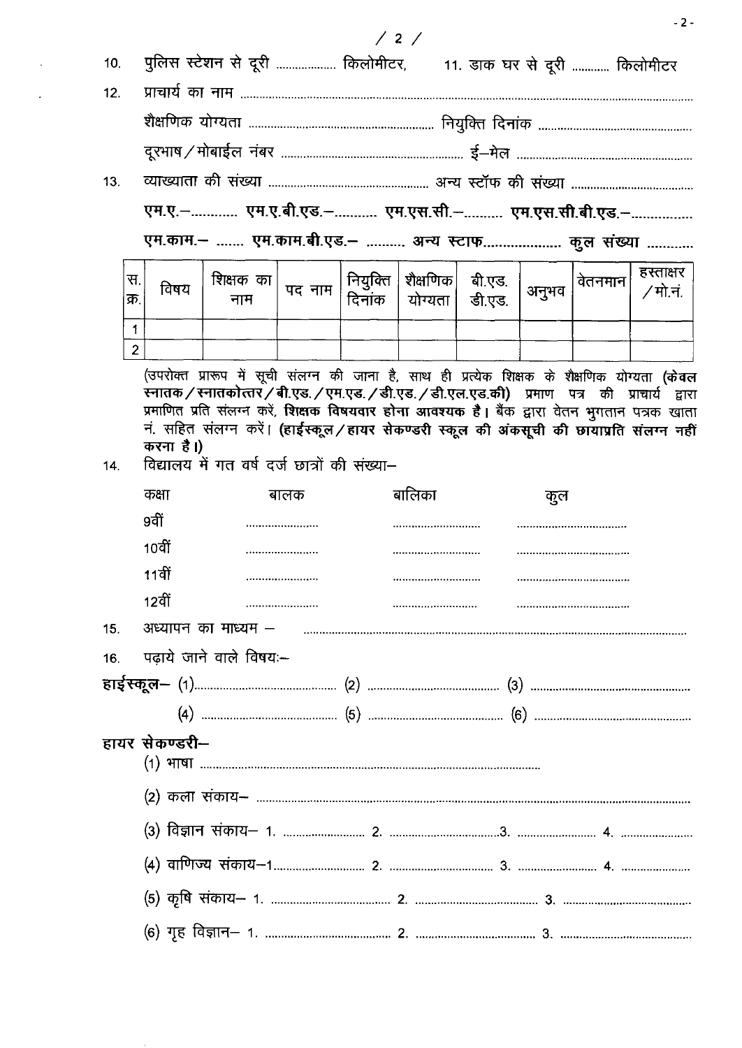10. पुलिस स्टेशन से दूरी .................... किलोमीटर, 11. डाक घर से दूरी ............ किलोमीटर

12. प्राचार्य का नाम ..............................................................................................................

    शैक्षणिक योग्यता ........................................................ नियुक्ति दिनांक ..............................................

    दूरभाष/मोबाईल नंबर ........................................................ ई–मेल ..............................................

13. व्याख्याता की संख्या ................................................ अन्य स्टॉफ की संख्या ......................................

    **एम.ए.–............ एम.ए.बी.एड.–.......... एम.एस.सी.–......... एम.एस.सी.बी.एड.–...............**

    **एम.काम.– ....... एम.काम.बी.एड.– .......... अन्य स्टाफ.................... कुल संख्या ............**

| स.क्र. | विषय | शिक्षक का नाम | पद नाम | नियुक्ति दिनांक | शैक्षणिक योग्यता | बी.एड. डी.एड. | अनुभव | वेतनमान | हस्ताक्षर/मो.नं. |
|---|---|---|---|---|---|---|---|---|---|
| 1 | | | | | | | | | |
| 2 | | | | | | | | | |

(उपरोक्त प्रारूप में सूची संलग्न की जाना है, साथ ही प्रत्येक शिक्षक के शैक्षणिक योग्यता **(केवल स्नातक/स्नातकोत्तर/बी.एड./एम.एड./डी.एड./डी.एल.एड.की)** प्रमाण पत्र की प्राचार्य द्वारा प्रमाणित प्रति संलग्न करें, **शिक्षक विषयवार होना आवश्यक है।** बैंक द्वारा वेतन भुगतान पत्रक खाता नं. सहित संलग्न करें। **(हाईस्कूल/हायर सेकण्डरी स्कूल की अंकसूची की छायाप्रति संलग्न नहीं करना है।)**

14. विद्यालय में गत वर्ष दर्ज छात्रों की संख्या–

| कक्षा | बालक | बालिका | कुल |
|---|---|---|---|
| 9वीं | ........................ | ........................ | ........................ |
| 10वीं | ........................ | ........................ | ........................ |
| 11वीं | ........................ | ........................ | ........................ |
| 12वीं | ........................ | ........................ | ........................ |

15. अध्यापन का माध्यम – ..............................................................................................................

16. पढ़ाये जाने वाले विषयः–

**हाईस्कूल–** (1)........................................ (2) ........................................ (3) ........................................

(4) ........................................ (5) ........................................ (6) ........................................

**हायर सेकण्डरी–**

(1) भाषा ..............................................................................................................

(2) कला संकाय– ..............................................................................................................

(3) विज्ञान संकाय– 1. ......................... 2. .................................3. ......................... 4. ......................

(4) वाणिज्य संकाय–1............................ 2. ................................ 3. ......................... 4. ......................

(5) कृषि संकाय– 1. ...................................... 2. ...................................... 3. ......................................

(6) गृह विज्ञान– 1. ...................................... 2. ...................................... 3. ......................................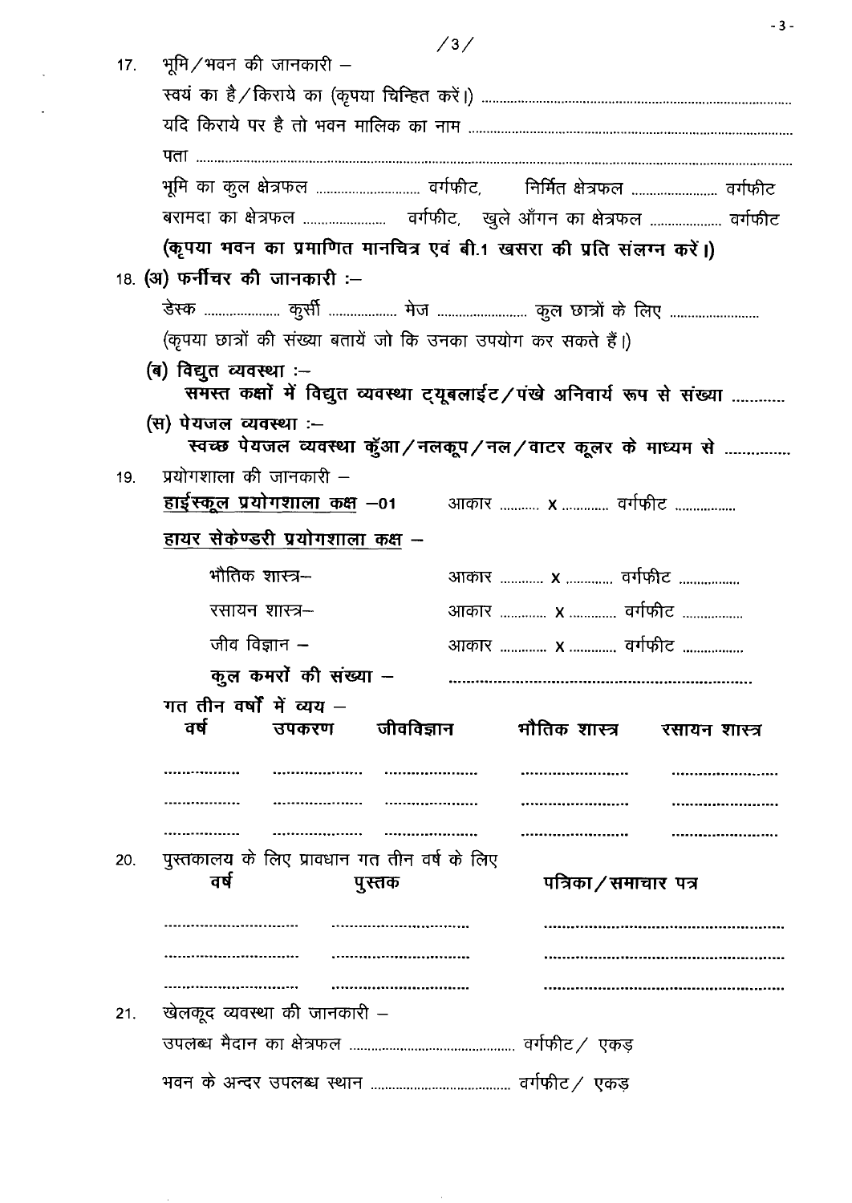17. भूमि/भवन की जानकारी –

    स्वयं का है/किराये का (कृपया चिन्हित करें।) ..........................................

    यदि किराये पर है तो भवन मालिक का नाम ..........................................

    पता ..........................................

    भूमि का कुल क्षेत्रफल .................. वर्गफीट, निर्मित क्षेत्रफल .................. वर्गफीट

    बरामदा का क्षेत्रफल .................. वर्गफीट, खुले आँगन का क्षेत्रफल .................. वर्गफीट

    **(कृपया भवन का प्रमाणित मानचित्र एवं बी.1 खसरा की प्रति संलग्न करें।)**

18. **(अ) फर्नीचर की जानकारी :–**

    डेस्क .................. कुर्सी .................. मेज .................. कुल छात्रों के लिए ..................

    (कृपया छात्रों की संख्या बतायें जो कि उनका उपयोग कर सकते हैं।)

    **(ब) विद्युत व्यवस्था :–**

    **समस्त कक्षों में विद्युत व्यवस्था ट्यूबलाईट/पंखे अनिवार्य रूप से संख्या ............**

    **(स) पेयजल व्यवस्था :–**

    **स्वच्छ पेयजल व्यवस्था कुँआ/नलकूप/नल/वाटर कूलर के माध्यम से ...............**

19. प्रयोगशाला की जानकारी –

    **<u>हाईस्कूल प्रयोगशाला कक्ष</u> –01** आकार .......... x .......... वर्गफीट ..........

    **<u>हायर सेकेण्डरी प्रयोगशाला कक्ष</u> –**

    भौतिक शास्त्र– आकार .......... x .......... वर्गफीट ..........

    रसायन शास्त्र– आकार .......... x .......... वर्गफीट ..........

    जीव विज्ञान – आकार .......... x .......... वर्गफीट ..........

    **कुल कमरों की संख्या –** ..........................................

    गत तीन वर्षों में व्यय –

| वर्ष | उपकरण | जीवविज्ञान | भौतिक शास्त्र | रसायन शास्त्र |
|---|---|---|---|---|
| .......... | .......... | .......... | .......... | .......... |
| .......... | .......... | .......... | .......... | .......... |
| .......... | .......... | .......... | .......... | .......... |

20. पुस्तकालय के लिए प्रावधान गत तीन वर्ष के लिए

| वर्ष | पुस्तक | पत्रिका/समाचार पत्र |
|---|---|---|
| .......... | .......... | .......... |
| .......... | .......... | .......... |
| .......... | .......... | .......... |

21. खेलकूद व्यवस्था की जानकारी –

    उपलब्ध मैदान का क्षेत्रफल .......................... वर्गफीट/ एकड़

    भवन के अन्दर उपलब्ध स्थान .......................... वर्गफीट/ एकड़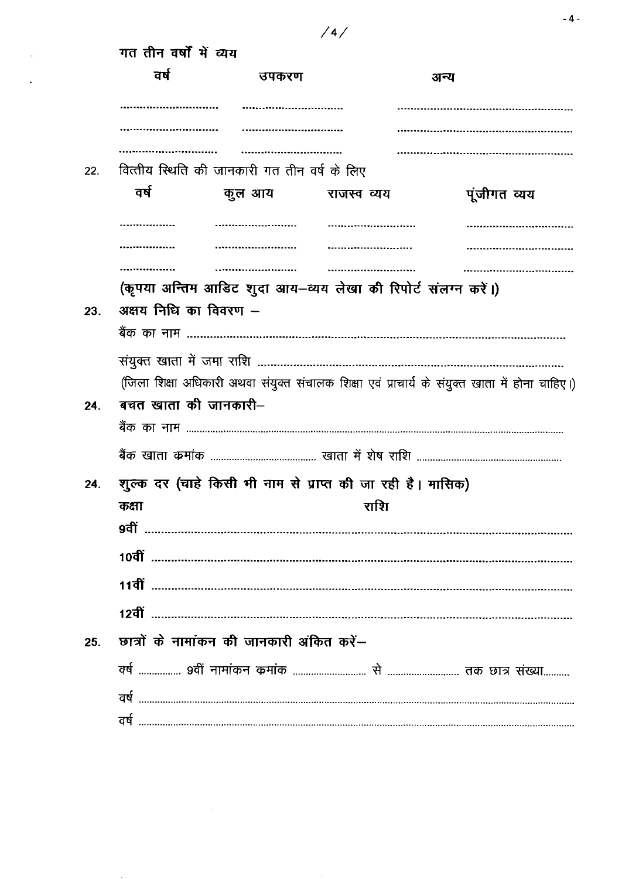गत तीन वर्षों में व्यय

| वर्ष | उपकरण | अन्य |
|---|---|---|
| ................ | ................ | ................ |
| ................ | ................ | ................ |
| ................ | ................ | ................ |

22. वित्तीय स्थिति की जानकारी गत तीन वर्ष के लिए

| वर्ष | कुल आय | राजस्व व्यय | पूंजीगत व्यय |
|---|---|---|---|
| ................ | ................ | ................ | ................ |
| ................ | ................ | ................ | ................ |
| ................ | ................ | ................ | ................ |

**(कृपया अन्तिम आडिट शुदा आय–व्यय लेखा की रिपोर्ट संलग्न करें।)**

23. **अक्षय निधि का विवरण –**

बैंक का नाम ..................................................................

संयुक्त खाता में जमा राशि ..................................................................

(जिला शिक्षा अधिकारी अथवा संयुक्त संचालक शिक्षा एवं प्राचार्य के संयुक्त खाता में होना चाहिए।)

24. **बचत खाता की जानकारी–**

बैंक का नाम ..................................................................

बैंक खाता क्रमांक ................................ खाता में शेष राशि ................................

24. **शुल्क दर (चाहे किसी भी नाम से प्राप्त की जा रही है। मासिक)**

| कक्षा | राशि |
|---|---|
| **9वीं** | .................................................................. |
| **10वीं** | .................................................................. |
| **11वीं** | .................................................................. |
| **12वीं** | .................................................................. |

25. **छात्रों के नामांकन की जानकारी अंकित करें–**

वर्ष ................ 9वीं नामांकन क्रमांक ........................ से ........................ तक छात्र संख्या..........

वर्ष ..................................................................

वर्ष ..................................................................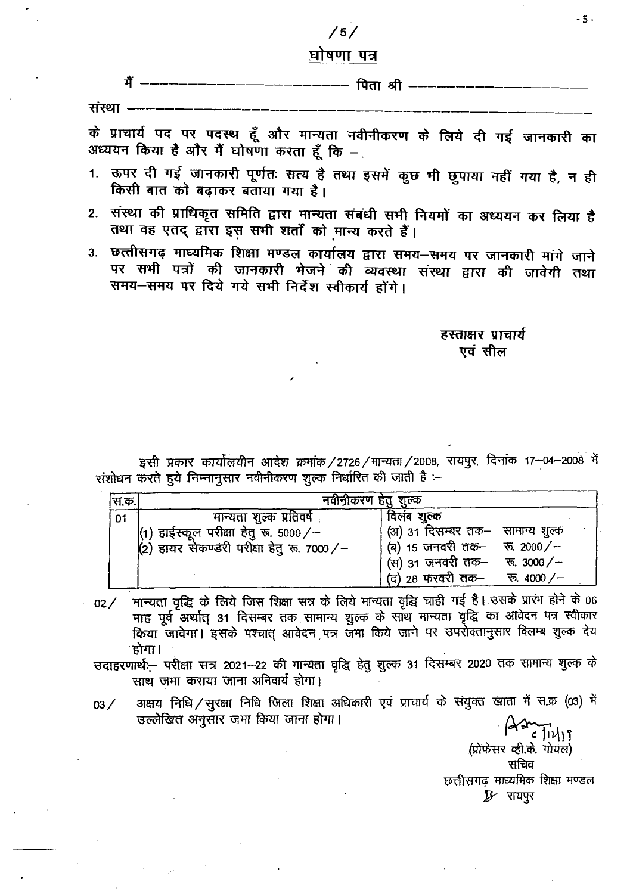## घोषणा पत्र

मैं ———————————————— पिता श्री ————————————————

संस्था ————————————————————————————————

के प्राचार्य पद पर पदस्थ हूँ और मान्यता नवीनीकरण के लिये दी गई जानकारी का अध्ययन किया है और मैं घोषणा करता हूँ कि –

1. ऊपर दी गई जानकारी पूर्णतः सत्य है तथा इसमें कुछ भी छुपाया नहीं गया है, न ही किसी बात को बढ़ाकर बताया गया है।
2. संस्था की प्राधिकृत समिति द्वारा मान्यता संबंधी सभी नियमों का अध्ययन कर लिया है तथा वह एतद् द्वारा इस सभी शर्तों को मान्य करते हैं।
3. छत्तीसगढ़ माध्यमिक शिक्षा मण्डल कार्यालय द्वारा समय–समय पर जानकारी मांगे जाने पर सभी पत्रों की जानकारी भेजने की व्यवस्था संस्था द्वारा की जावेगी तथा समय–समय पर दिये गये सभी निर्देश स्वीकार्य होंगे।

हस्ताक्षर प्राचार्य
एवं सील

इसी प्रकार *कार्यालयीन आदेश क्रमांक/2726/मान्यता/2008, रायपुर, दिनांक 17–04–2008* में संशोधन करते हुये निम्नानुसार नवीनीकरण शुल्क निर्धारित की जाती है :–

| स.क्र. | नवीनीकरण हेतु शुल्क | |
|---|---|---|
| 01 | मान्यता शुल्क प्रतिवर्ष<br>(1) हाईस्कूल परीक्षा हेतु रू. 5000/–<br>(2) हायर सेकण्डरी परीक्षा हेतु रू. 7000/– | विलंब शुल्क<br>(अ) 31 दिसम्बर तक– सामान्य शुल्क<br>(ब) 15 जनवरी तक– रू. 2000/–<br>(स) 31 जनवरी तक– रू. 3000/–<br>(द) 28 फरवरी तक– रू. 4000/– |

02/ मान्यता वृद्धि के लिये जिस शिक्षा सत्र के लिये मान्यता वृद्धि चाही गई है। उसके प्रारंभ होने के 06 माह पूर्व अर्थात् 31 दिसम्बर तक सामान्य शुल्क के साथ मान्यता वृद्धि का आवेदन पत्र स्वीकार किया जावेगा। इसके पश्चात् आवेदन पत्र जमा किये जाने पर उपरोक्तानुसार विलम्ब शुल्क देय होगा।

उदाहरणार्थः– परीक्षा सत्र 2021–22 की मान्यता वृद्धि हेतु शुल्क 31 दिसम्बर 2020 तक सामान्य शुल्क के साथ जमा कराया जाना अनिवार्य होगा।

03/ अक्षय निधि/सुरक्षा निधि जिला शिक्षा अधिकारी एवं प्राचार्य के संयुक्त खाता में स.क्र (03) में उल्लेखित अनुसार जमा किया जाना होगा।

(प्रोफेसर व्ही.के. गोयल)
सचिव
छत्तीसगढ़ माध्यमिक शिक्षा मण्डल
रायपुर